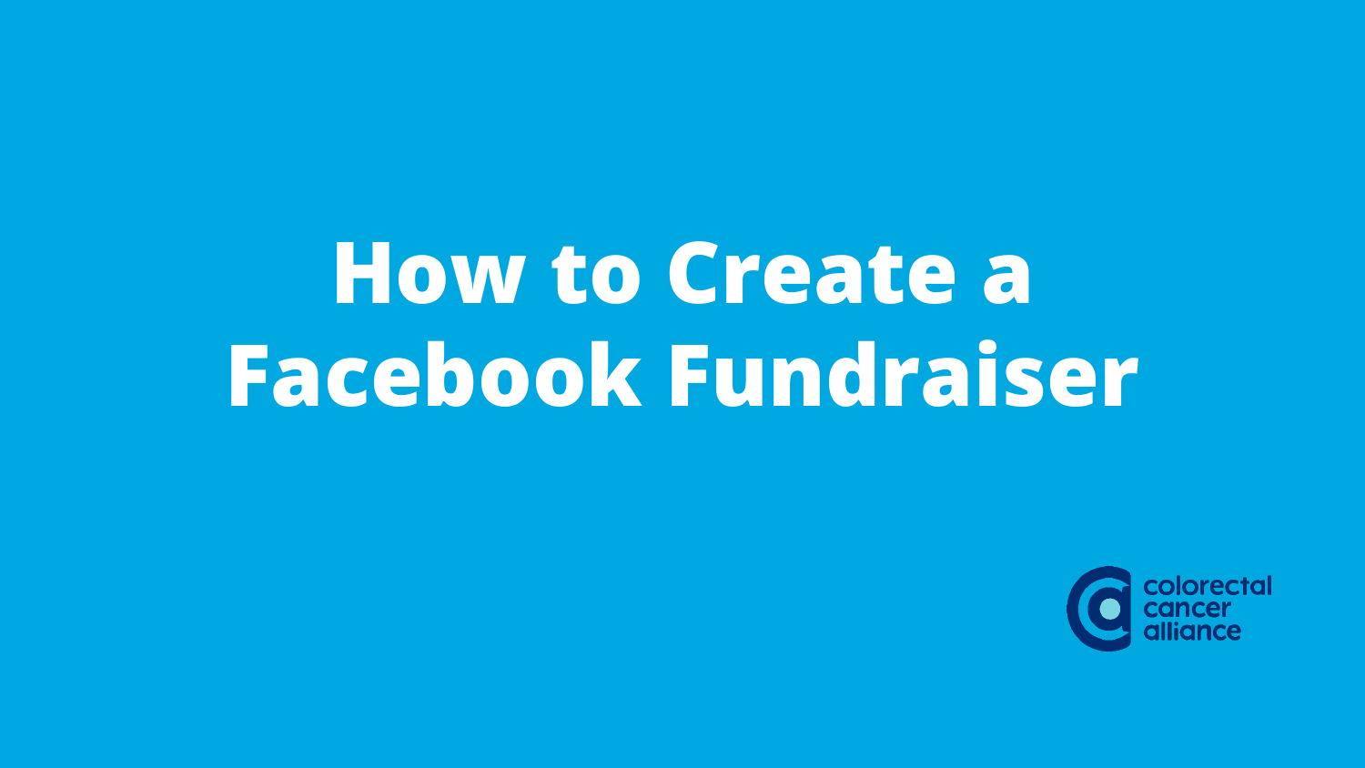# How to Create a Facebook Fundraiser

colorectal cancer alliance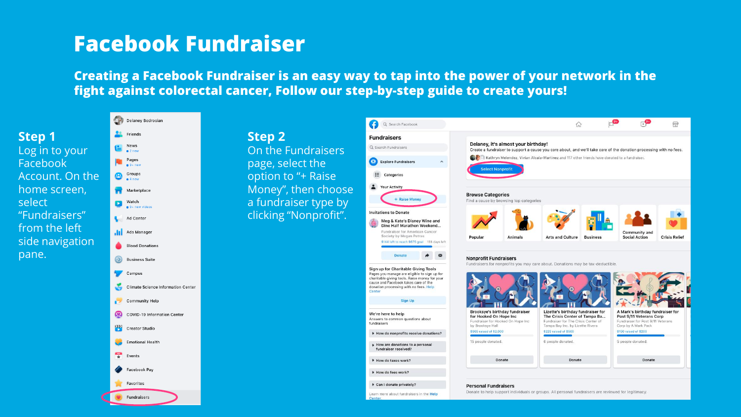# Facebook Fundraiser

**Creating a Facebook Fundraiser is an easy way to tap into the power of your network in the fight against colorectal cancer, Follow our step-by-step guide to create yours!**

## Step 1

Log in to your Facebook Account. On the home screen, select “Fundraisers” from the left side navigation pane.

## Step 2

On the Fundraisers page, select the option to “+ Raise Money”, then choose a fundraiser type by clicking “Nonprofit”.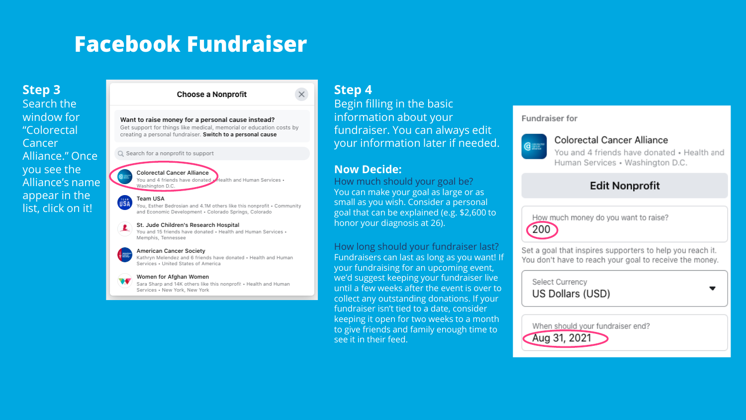# Facebook Fundraiser

## Step 3

Search the window for "Colorectal Cancer Alliance." Once you see the Alliance's name appear in the list, click on it!

**Choose a Nonprofit**

**Want to raise money for a personal cause instead?**
Get support for things like medical, memorial or education costs by creating a personal fundraiser. **Switch to a personal cause**

Search for a nonprofit to support

- **Colorectal Cancer Alliance** — You and 4 friends have donated • Health and Human Services • Washington D.C.
- **Team USA** — You, Esther Bedrosian and 4.1M others like this nonprofit • Community and Economic Development • Colorado Springs, Colorado
- **St. Jude Children's Research Hospital** — You and 15 friends have donated • Health and Human Services • Memphis, Tennessee
- **American Cancer Society** — Kathryn Melendez and 6 friends have donated • Health and Human Services • United States of America
- **Women for Afghan Women** — Sara Sharp and 14K others like this nonprofit! • Health and Human Services • New York, New York

## Step 4

Begin filling in the basic information about your fundraiser. You can always edit your information later if needed.

### Now Decide:

How much should your goal be?
You can make your goal as large or as small as you wish. Consider a personal goal that can be explained (e.g. $2,600 to honor your diagnosis at 26).

How long should your fundraiser last?
Fundraisers can last as long as you want! If your fundraising for an upcoming event, we'd suggest keeping your fundraiser live until a few weeks after the event is over to collect any outstanding donations. If your fundraiser isn't tied to a date, consider keeping it open for two weeks to a month to give friends and family enough time to see it in their feed.

Fundraiser for

**Colorectal Cancer Alliance**
You and 4 friends have donated • Health and Human Services • Washington D.C.

**Edit Nonprofit**

How much money do you want to raise?
200

Set a goal that inspires supporters to help you reach it. You don't have to reach your goal to receive the money.

Select Currency
US Dollars (USD)

When should your fundraiser end?
Aug 31, 2021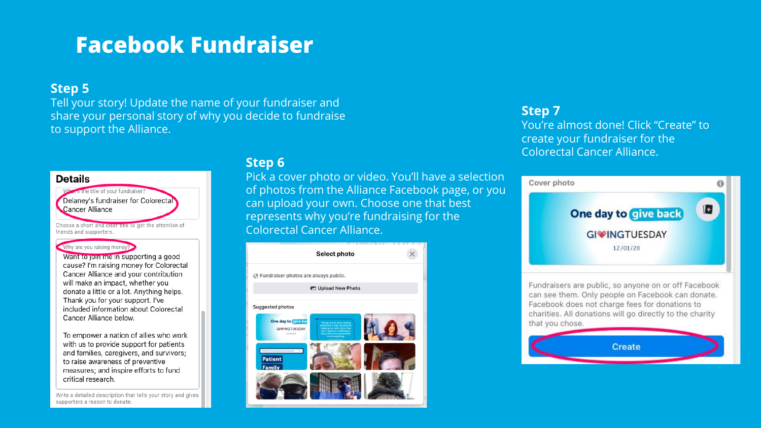# Facebook Fundraiser

## Step 5

Tell your story! Update the name of your fundraiser and share your personal story of why you decide to fundraise to support the Alliance.

**Details**

What's the title of your fundraiser?

Delaney's fundraiser for Colorectal Cancer Alliance

Choose a short and clear title to get the attention of friends and supporters.

Why are you raising money?

Want to join me in supporting a good cause? I'm raising money for Colorectal Cancer Alliance and your contribution will make an impact, whether you donate a little or a lot. Anything helps. Thank you for your support. I've included information about Colorectal Cancer Alliance below.

To empower a nation of allies who work with us to provide support for patients and families, caregivers, and survivors; to raise awareness of preventive measures; and inspire efforts to fund critical research.

Write a detailed description that tells your story and gives supporters a reason to donate.

## Step 6

Pick a cover photo or video. You'll have a selection of photos from the Alliance Facebook page, or you can upload your own. Choose one that best represents why you're fundraising for the Colorectal Cancer Alliance.

**Select photo**

Fundraiser photos are always public.

Upload New Photo

Suggested photos

## Step 7

You're almost done! Click "Create" to create your fundraiser for the Colorectal Cancer Alliance.

Cover photo

One day to give back

GIVINGTUESDAY

12/01/20

Fundraisers are public, so anyone on or off Facebook can see them. Only people on Facebook can donate. Facebook does not charge fees for donations to charities. All donations will go directly to the charity that you chose.

Create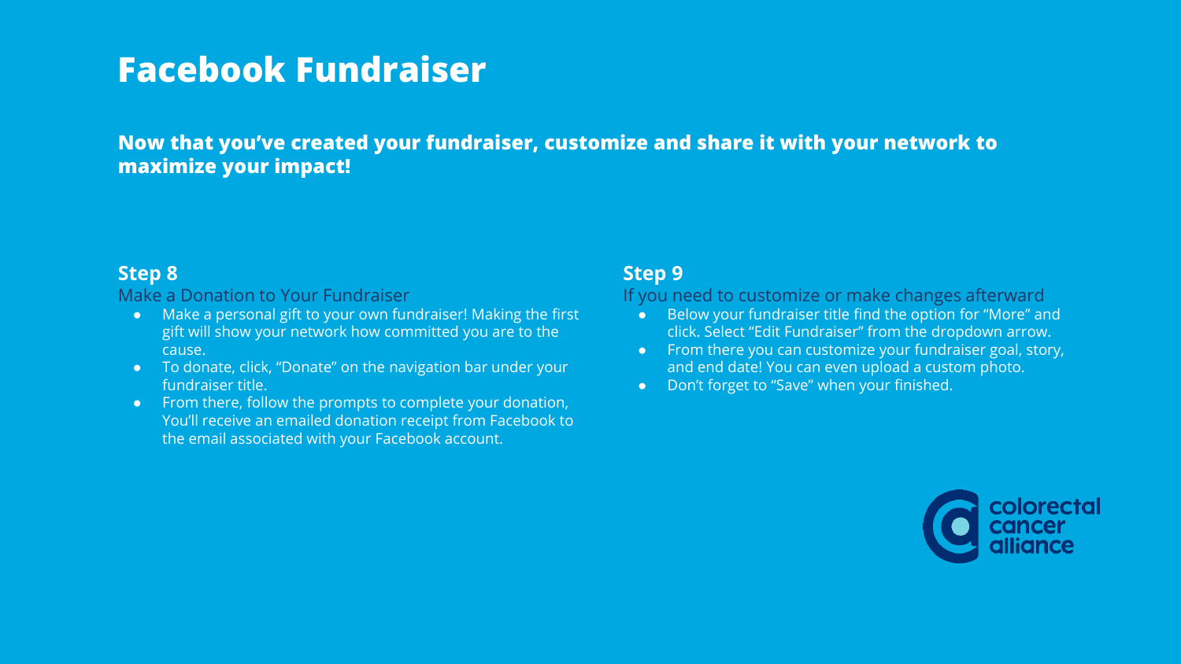# Facebook Fundraiser

**Now that you've created your fundraiser, customize and share it with your network to maximize your impact!**

### Step 8

Make a Donation to Your Fundraiser

- Make a personal gift to your own fundraiser! Making the first gift will show your network how committed you are to the cause.
- To donate, click, "Donate" on the navigation bar under your fundraiser title.
- From there, follow the prompts to complete your donation, You'll receive an emailed donation receipt from Facebook to the email associated with your Facebook account.

### Step 9

If you need to customize or make changes afterward

- Below your fundraiser title find the option for "More" and click. Select "Edit Fundraiser" from the dropdown arrow.
- From there you can customize your fundraiser goal, story, and end date! You can even upload a custom photo.
- Don't forget to "Save" when your finished.

colorectal cancer alliance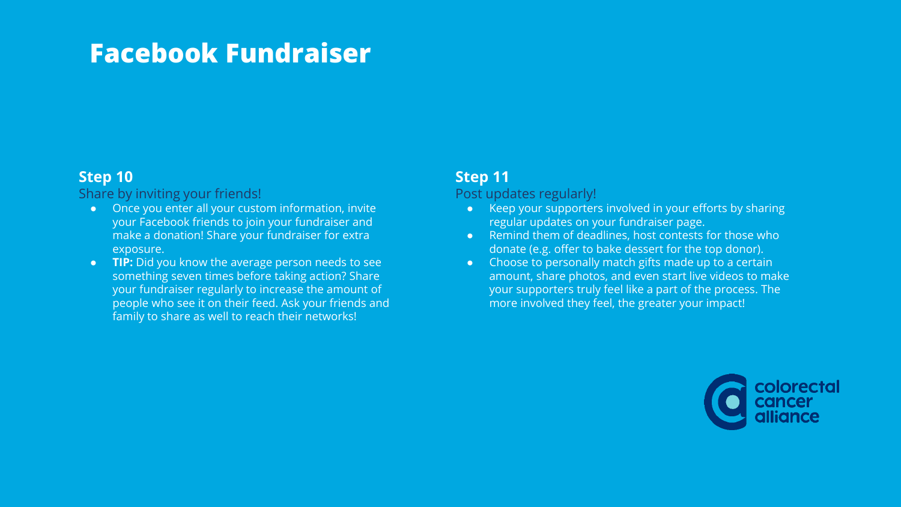# Facebook Fundraiser

### Step 10

Share by inviting your friends!

- Once you enter all your custom information, invite your Facebook friends to join your fundraiser and make a donation! Share your fundraiser for extra exposure.
- **TIP:** Did you know the average person needs to see something seven times before taking action? Share your fundraiser regularly to increase the amount of people who see it on their feed. Ask your friends and family to share as well to reach their networks!

### Step 11

Post updates regularly!

- Keep your supporters involved in your efforts by sharing regular updates on your fundraiser page.
- Remind them of deadlines, host contests for those who donate (e.g. offer to bake dessert for the top donor).
- Choose to personally match gifts made up to a certain amount, share photos, and even start live videos to make your supporters truly feel like a part of the process. The more involved they feel, the greater your impact!

colorectal cancer alliance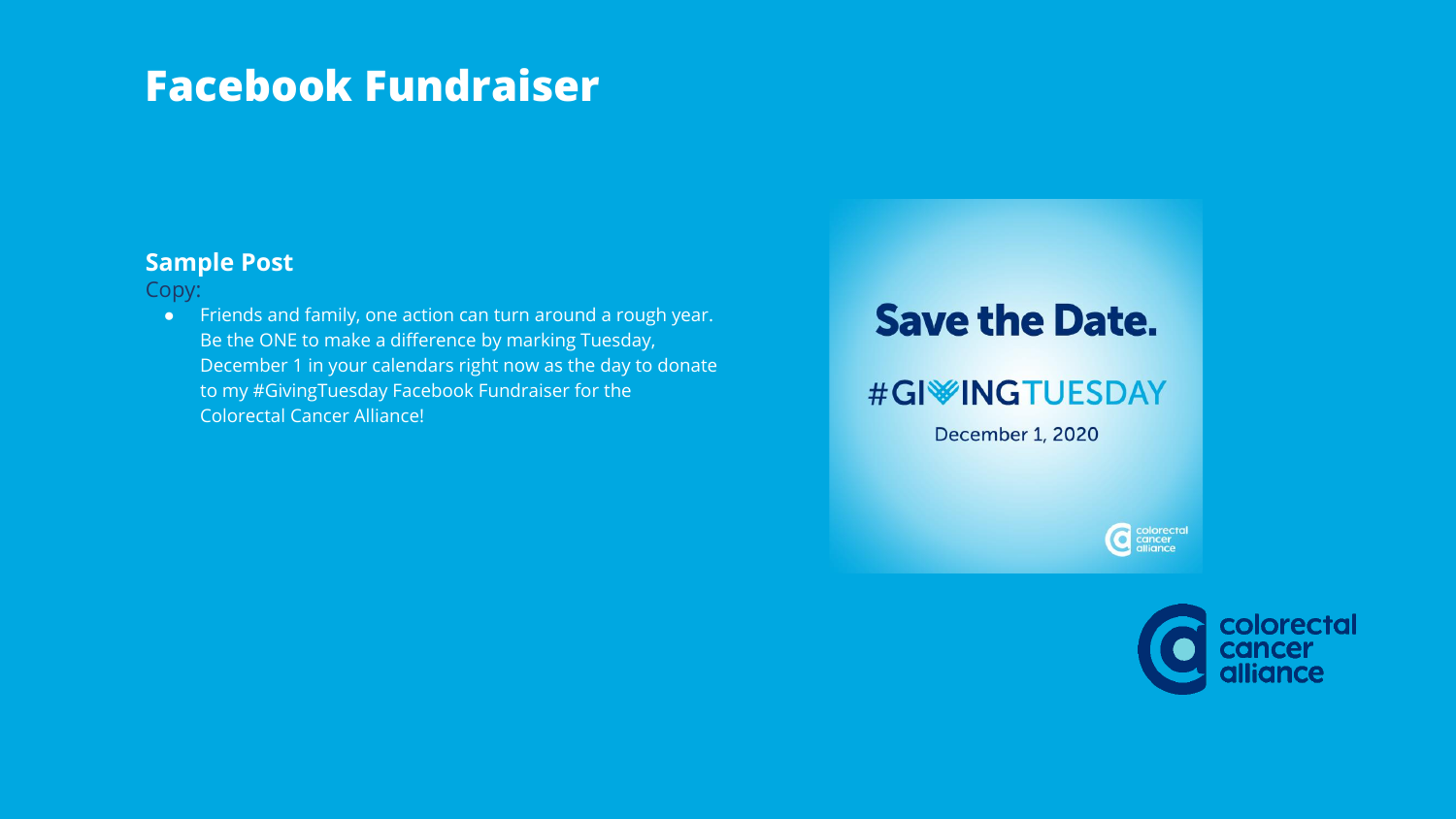# Facebook Fundraiser

**Sample Post**

Copy:

- Friends and family, one action can turn around a rough year. Be the ONE to make a difference by marking Tuesday, December 1 in your calendars right now as the day to donate to my #GivingTuesday Facebook Fundraiser for the Colorectal Cancer Alliance!

Save the Date.

#GIVINGTUESDAY

December 1, 2020

colorectal cancer alliance

colorectal cancer alliance